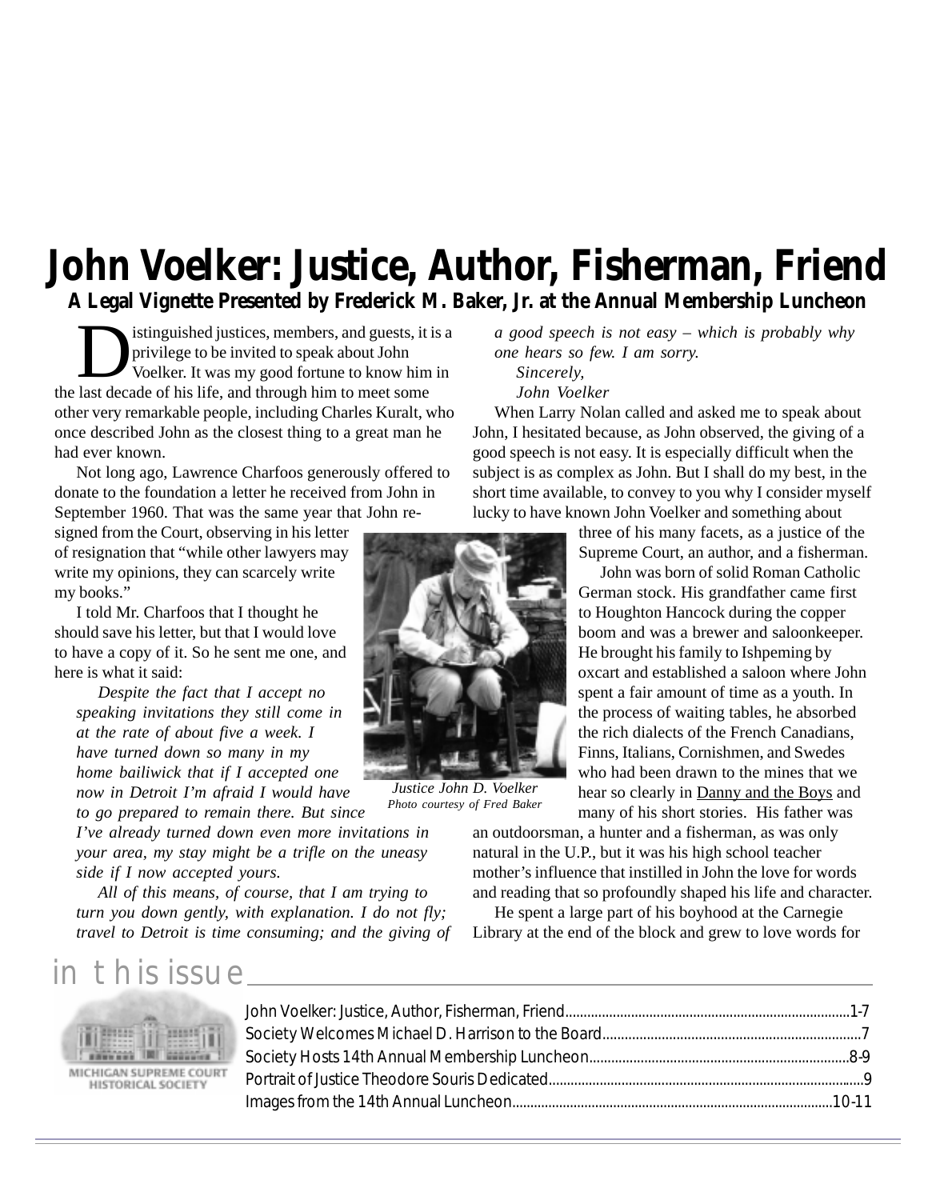# John Voelker: Justice, Author, Fisherman, Friend

**A Legal Vignette Presented by Frederick M. Baker, Jr. at the Annual Membership Luncheon**

Distinguished justices, members, and guests, it is a privilege to be invited to speak about John Voelker. It was my good fortune to know him in the last decade of his life, and through him to meet some other very remarkable people, including Charles Kuralt, who once described John as the closest thing to a great man he had ever known.

Not long ago, Lawrence Charfoos generously offered to donate to the foundation a letter he received from John in September 1960. That was the same year that John resigned from the Court, observing in his letter of resignation that "while other lawyers may write my opinions, they can scarcely write my books."

I told Mr. Charfoos that I thought he should save his letter, but that I would love to have a copy of it. So he sent me one, and here is what it said:

> *Despite the fact that I accept no speaking invitations they still come in at the rate of about five a week. I have turned down so many in my home bailiwick that if I accepted one now in Detroit I'm afraid I would have to go prepared to remain there. But since I've already turned down even more invitations in your area, my stay might be a trifle on the uneasy side if I now accepted yours.*
>
> *All of this means, of course, that I am trying to turn you down gently, with explanation. I do not fly; travel to Detroit is time consuming; and the giving of a good speech is not easy – which is probably why one hears so few. I am sorry.*
>
> *Sincerely,*
>
> *John Voelker*

When Larry Nolan called and asked me to speak about John, I hesitated because, as John observed, the giving of a good speech is not easy. It is especially difficult when the subject is as complex as John. But I shall do my best, in the short time available, to convey to you why I consider myself lucky to have known John Voelker and something about three of his many facets, as a justice of the Supreme Court, an author, and a fisherman.

*Justice John D. Voelker*
*Photo courtesy of Fred Baker*

John was born of solid Roman Catholic German stock. His grandfather came first to Houghton Hancock during the copper boom and was a brewer and saloonkeeper. He brought his family to Ishpeming by oxcart and established a saloon where John spent a fair amount of time as a youth. In the process of waiting tables, he absorbed the rich dialects of the French Canadians, Finns, Italians, Cornishmen, and Swedes who had been drawn to the mines that we hear so clearly in Danny and the Boys and many of his short stories. His father was an outdoorsman, a hunter and a fisherman, as was only natural in the U.P., but it was his high school teacher mother's influence that instilled in John the love for words and reading that so profoundly shaped his life and character.

He spent a large part of his boyhood at the Carnegie Library at the end of the block and grew to love words for

## in this issue

MICHIGAN SUPREME COURT HISTORICAL SOCIETY

- John Voelker: Justice, Author, Fisherman, Friend ........ 1-7
- Society Welcomes Michael D. Harrison to the Board ........ 7
- Society Hosts 14th Annual Membership Luncheon ........ 8-9
- Portrait of Justice Theodore Souris Dedicated ........ 9
- Images from the 14th Annual Luncheon ........ 10-11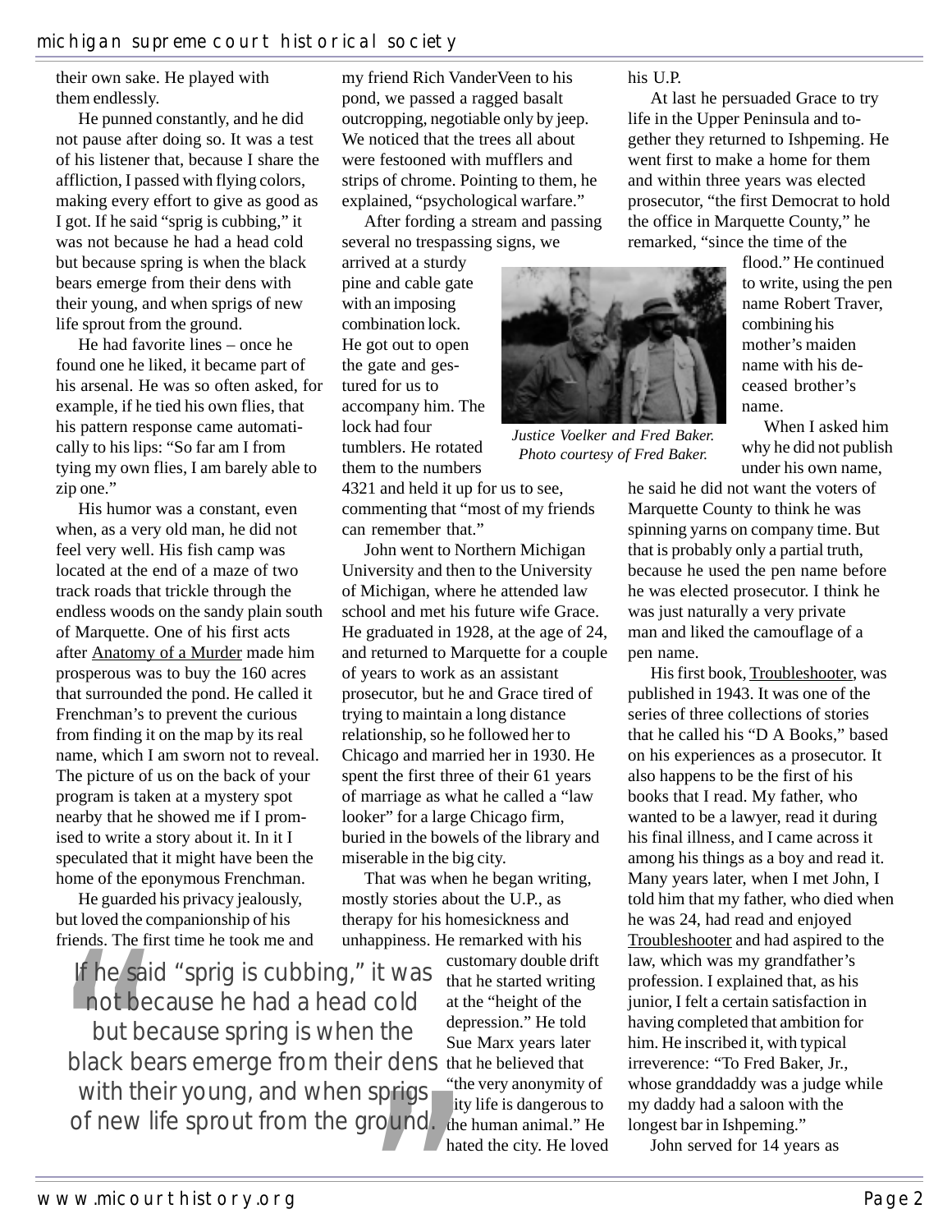their own sake. He played with them endlessly.

He punned constantly, and he did not pause after doing so. It was a test of his listener that, because I share the affliction, I passed with flying colors, making every effort to give as good as I got. If he said "sprig is cubbing," it was not because he had a head cold but because spring is when the black bears emerge from their dens with their young, and when sprigs of new life sprout from the ground.

He had favorite lines – once he found one he liked, it became part of his arsenal. He was so often asked, for example, if he tied his own flies, that his pattern response came automatically to his lips: "So far am I from tying my own flies, I am barely able to zip one."

His humor was a constant, even when, as a very old man, he did not feel very well. His fish camp was located at the end of a maze of two track roads that trickle through the endless woods on the sandy plain south of Marquette. One of his first acts after Anatomy of a Murder made him prosperous was to buy the 160 acres that surrounded the pond. He called it Frenchman's to prevent the curious from finding it on the map by its real name, which I am sworn not to reveal. The picture of us on the back of your program is taken at a mystery spot nearby that he showed me if I promised to write a story about it. In it I speculated that it might have been the home of the eponymous Frenchman.

He guarded his privacy jealously, but loved the companionship of his friends. The first time he took me and my friend Rich VanderVeen to his pond, we passed a ragged basalt outcropping, negotiable only by jeep. We noticed that the trees all about were festooned with mufflers and strips of chrome. Pointing to them, he explained, "psychological warfare."

After fording a stream and passing several no trespassing signs, we arrived at a sturdy pine and cable gate with an imposing combination lock. He got out to open the gate and gestured for us to accompany him. The lock had four tumblers. He rotated them to the numbers 4321 and held it up for us to see, commenting that "most of my friends can remember that."

John went to Northern Michigan University and then to the University of Michigan, where he attended law school and met his future wife Grace. He graduated in 1928, at the age of 24, and returned to Marquette for a couple of years to work as an assistant prosecutor, but he and Grace tired of trying to maintain a long distance relationship, so he followed her to Chicago and married her in 1930. He spent the first three of their 61 years of marriage as what he called a "law looker" for a large Chicago firm, buried in the bowels of the library and miserable in the big city.

That was when he began writing, mostly stories about the U.P., as therapy for his homesickness and unhappiness. He remarked with his customary double drift that he started writing at the "height of the depression." He told Sue Marx years later that he believed that "the very anonymity of city life is dangerous to the human animal." He hated the city. He loved his U.P.

> "If he said "sprig is cubbing," it was not because he had a head cold but because spring is when the black bears emerge from their dens with their young, and when sprigs of new life sprout from the ground."

At last he persuaded Grace to try life in the Upper Peninsula and together they returned to Ishpeming. He went first to make a home for them and within three years was elected prosecutor, "the first Democrat to hold the office in Marquette County," he remarked, "since the time of the flood." He continued to write, using the pen name Robert Traver, combining his mother's maiden name with his deceased brother's name.

*Justice Voelker and Fred Baker. Photo courtesy of Fred Baker.*

When I asked him why he did not publish under his own name, he said he did not want the voters of Marquette County to think he was spinning yarns on company time. But that is probably only a partial truth, because he used the pen name before he was elected prosecutor. I think he was just naturally a very private man and liked the camouflage of a pen name.

His first book, Troubleshooter, was published in 1943. It was one of the series of three collections of stories that he called his "D A Books," based on his experiences as a prosecutor. It also happens to be the first of his books that I read. My father, who wanted to be a lawyer, read it during his final illness, and I came across it among his things as a boy and read it. Many years later, when I met John, I told him that my father, who died when he was 24, had read and enjoyed Troubleshooter and had aspired to the law, which was my grandfather's profession. I explained that, as his junior, I felt a certain satisfaction in having completed that ambition for him. He inscribed it, with typical irreverence: "To Fred Baker, Jr., whose granddaddy was a judge while my daddy had a saloon with the longest bar in Ishpeming."

John served for 14 years as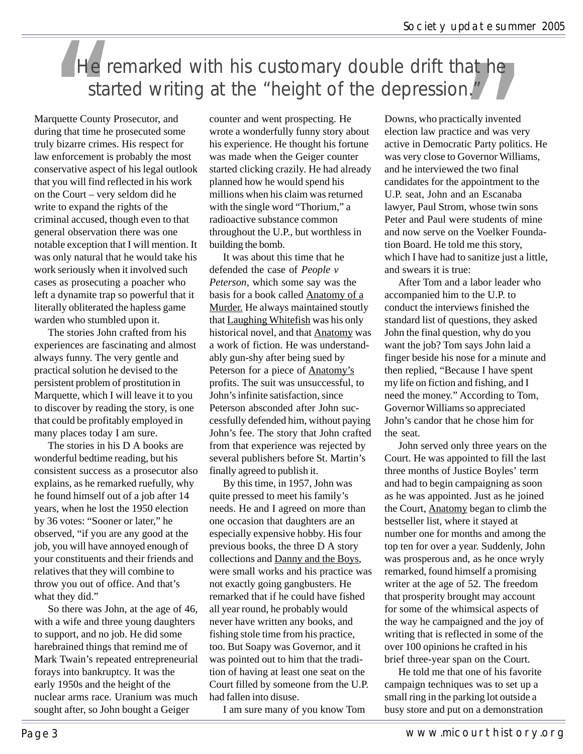> "He remarked with his customary double drift that he started writing at the "height of the depression."

Marquette County Prosecutor, and during that time he prosecuted some truly bizarre crimes. His respect for law enforcement is probably the most conservative aspect of his legal outlook that you will find reflected in his work on the Court – very seldom did he write to expand the rights of the criminal accused, though even to that general observation there was one notable exception that I will mention. It was only natural that he would take his work seriously when it involved such cases as prosecuting a poacher who left a dynamite trap so powerful that it literally obliterated the hapless game warden who stumbled upon it.

The stories John crafted from his experiences are fascinating and almost always funny. The very gentle and practical solution he devised to the persistent problem of prostitution in Marquette, which I will leave it to you to discover by reading the story, is one that could be profitably employed in many places today I am sure.

The stories in his D A books are wonderful bedtime reading, but his consistent success as a prosecutor also explains, as he remarked ruefully, why he found himself out of a job after 14 years, when he lost the 1950 election by 36 votes: "Sooner or later," he observed, "if you are any good at the job, you will have annoyed enough of your constituents and their friends and relatives that they will combine to throw you out of office. And that's what they did."

So there was John, at the age of 46, with a wife and three young daughters to support, and no job. He did some harebrained things that remind me of Mark Twain's repeated entrepreneurial forays into bankruptcy. It was the early 1950s and the height of the nuclear arms race. Uranium was much sought after, so John bought a Geiger counter and went prospecting. He wrote a wonderfully funny story about his experience. He thought his fortune was made when the Geiger counter started clicking crazily. He had already planned how he would spend his millions when his claim was returned with the single word "Thorium," a radioactive substance common throughout the U.P., but worthless in building the bomb.

It was about this time that he defended the case of *People v Peterson*, which some say was the basis for a book called Anatomy of a Murder. He always maintained stoutly that Laughing Whitefish was his only historical novel, and that Anatomy was a work of fiction. He was understandably gun-shy after being sued by Peterson for a piece of Anatomy's profits. The suit was unsuccessful, to John's infinite satisfaction, since Peterson absconded after John successfully defended him, without paying John's fee. The story that John crafted from that experience was rejected by several publishers before St. Martin's finally agreed to publish it.

By this time, in 1957, John was quite pressed to meet his family's needs. He and I agreed on more than one occasion that daughters are an especially expensive hobby. His four previous books, the three D A story collections and Danny and the Boys, were small works and his practice was not exactly going gangbusters. He remarked that if he could have fished all year round, he probably would never have written any books, and fishing stole time from his practice, too. But Soapy was Governor, and it was pointed out to him that the tradition of having at least one seat on the Court filled by someone from the U.P. had fallen into disuse.

I am sure many of you know Tom Downs, who practically invented election law practice and was very active in Democratic Party politics. He was very close to Governor Williams, and he interviewed the two final candidates for the appointment to the U.P. seat, John and an Escanaba lawyer, Paul Strom, whose twin sons Peter and Paul were students of mine and now serve on the Voelker Foundation Board. He told me this story, which I have had to sanitize just a little, and swears it is true:

After Tom and a labor leader who accompanied him to the U.P. to conduct the interviews finished the standard list of questions, they asked John the final question, why do you want the job? Tom says John laid a finger beside his nose for a minute and then replied, "Because I have spent my life on fiction and fishing, and I need the money." According to Tom, Governor Williams so appreciated John's candor that he chose him for the seat.

John served only three years on the Court. He was appointed to fill the last three months of Justice Boyles' term and had to begin campaigning as soon as he was appointed. Just as he joined the Court, Anatomy began to climb the bestseller list, where it stayed at number one for months and among the top ten for over a year. Suddenly, John was prosperous and, as he once wryly remarked, found himself a promising writer at the age of 52. The freedom that prosperity brought may account for some of the whimsical aspects of the way he campaigned and the joy of writing that is reflected in some of the over 100 opinions he crafted in his brief three-year span on the Court.

He told me that one of his favorite campaign techniques was to set up a small ring in the parking lot outside a busy store and put on a demonstration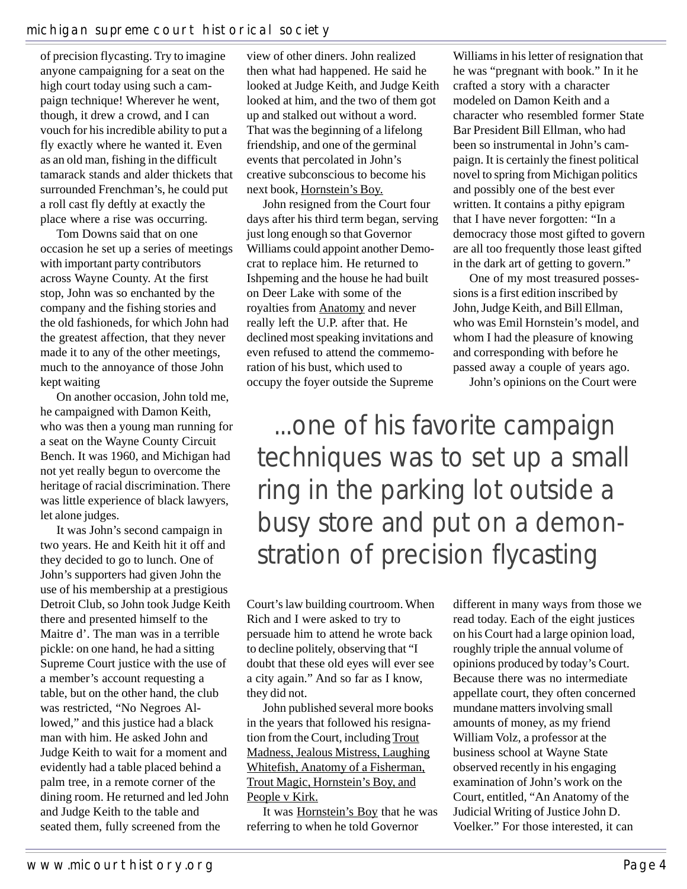of precision flycasting. Try to imagine anyone campaigning for a seat on the high court today using such a campaign technique! Wherever he went, though, it drew a crowd, and I can vouch for his incredible ability to put a fly exactly where he wanted it. Even as an old man, fishing in the difficult tamarack stands and alder thickets that surrounded Frenchman's, he could put a roll cast fly deftly at exactly the place where a rise was occurring.

Tom Downs said that on one occasion he set up a series of meetings with important party contributors across Wayne County. At the first stop, John was so enchanted by the company and the fishing stories and the old fashioneds, for which John had the greatest affection, that they never made it to any of the other meetings, much to the annoyance of those John kept waiting

On another occasion, John told me, he campaigned with Damon Keith, who was then a young man running for a seat on the Wayne County Circuit Bench. It was 1960, and Michigan had not yet really begun to overcome the heritage of racial discrimination. There was little experience of black lawyers, let alone judges.

It was John's second campaign in two years. He and Keith hit it off and they decided to go to lunch. One of John's supporters had given John the use of his membership at a prestigious Detroit Club, so John took Judge Keith there and presented himself to the Maitre d'. The man was in a terrible pickle: on one hand, he had a sitting Supreme Court justice with the use of a member's account requesting a table, but on the other hand, the club was restricted, "No Negroes Allowed," and this justice had a black man with him. He asked John and Judge Keith to wait for a moment and evidently had a table placed behind a palm tree, in a remote corner of the dining room. He returned and led John and Judge Keith to the table and seated them, fully screened from the view of other diners. John realized then what had happened. He said he looked at Judge Keith, and Judge Keith looked at him, and the two of them got up and stalked out without a word. That was the beginning of a lifelong friendship, and one of the germinal events that percolated in John's creative subconscious to become his next book, Hornstein's Boy.

John resigned from the Court four days after his third term began, serving just long enough so that Governor Williams could appoint another Democrat to replace him. He returned to Ishpeming and the house he had built on Deer Lake with some of the royalties from Anatomy and never really left the U.P. after that. He declined most speaking invitations and even refused to attend the commemoration of his bust, which used to occupy the foyer outside the Supreme Court's law building courtroom. When Rich and I were asked to try to persuade him to attend he wrote back to decline politely, observing that "I doubt that these old eyes will ever see a city again." And so far as I know, they did not.

John published several more books in the years that followed his resignation from the Court, including Trout Madness, Jealous Mistress, Laughing Whitefish, Anatomy of a Fisherman, Trout Magic, Hornstein's Boy, and People v Kirk.

It was Hornstein's Boy that he was referring to when he told Governor Williams in his letter of resignation that he was "pregnant with book." In it he crafted a story with a character modeled on Damon Keith and a character who resembled former State Bar President Bill Ellman, who had been so instrumental in John's campaign. It is certainly the finest political novel to spring from Michigan politics and possibly one of the best ever written. It contains a pithy epigram that I have never forgotten: "In a democracy those most gifted to govern are all too frequently those least gifted in the dark art of getting to govern."

One of my most treasured possessions is a first edition inscribed by John, Judge Keith, and Bill Ellman, who was Emil Hornstein's model, and whom I had the pleasure of knowing and corresponding with before he passed away a couple of years ago.

> ...one of his favorite campaign techniques was to set up a small ring in the parking lot outside a busy store and put on a demonstration of precision flycasting

John's opinions on the Court were different in many ways from those we read today. Each of the eight justices on his Court had a large opinion load, roughly triple the annual volume of opinions produced by today's Court. Because there was no intermediate appellate court, they often concerned mundane matters involving small amounts of money, as my friend William Volz, a professor at the business school at Wayne State observed recently in his engaging examination of John's work on the Court, entitled, "An Anatomy of the Judicial Writing of Justice John D. Voelker." For those interested, it can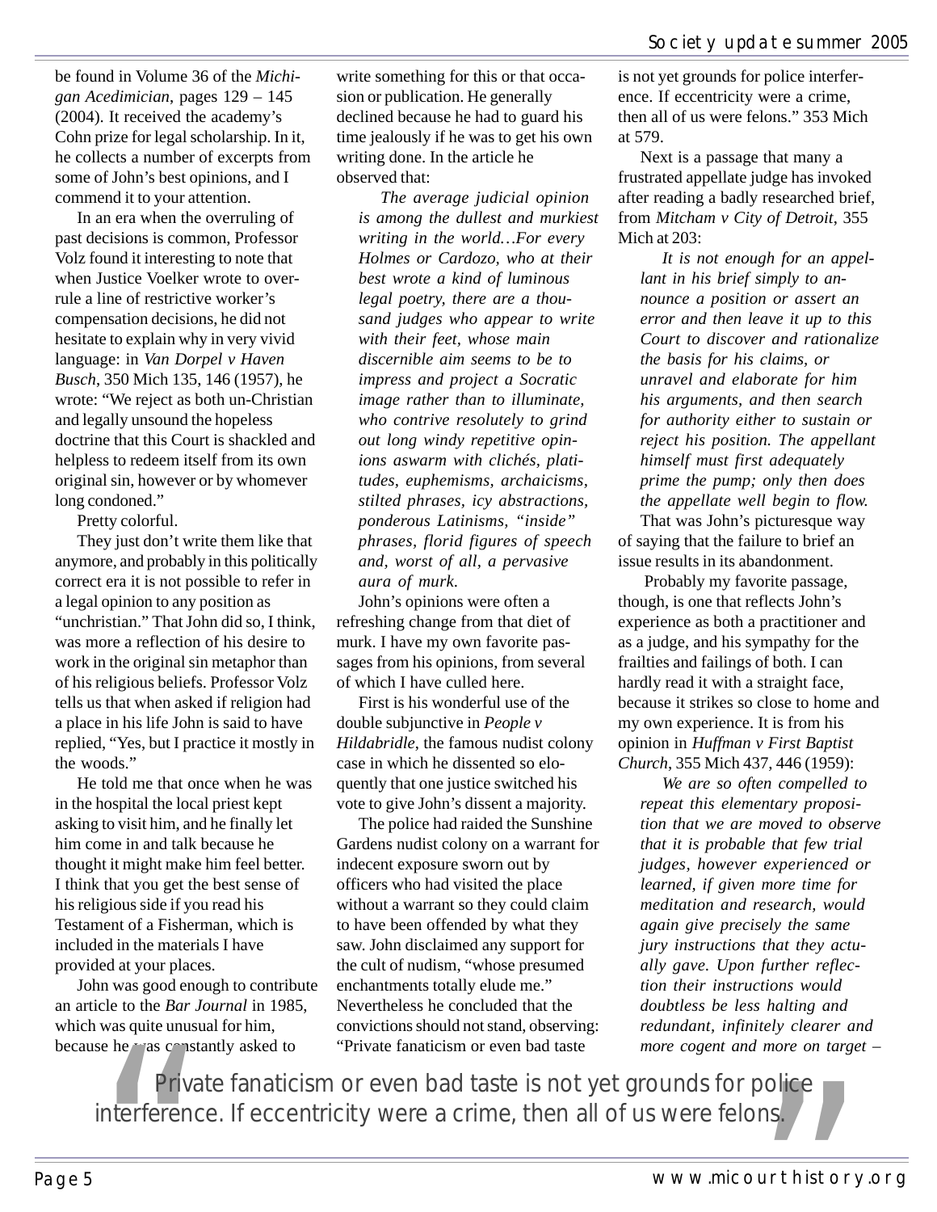be found in Volume 36 of the *Michigan Acedimician*, pages 129 – 145 (2004). It received the academy's Cohn prize for legal scholarship. In it, he collects a number of excerpts from some of John's best opinions, and I commend it to your attention.

In an era when the overruling of past decisions is common, Professor Volz found it interesting to note that when Justice Voelker wrote to overrule a line of restrictive worker's compensation decisions, he did not hesitate to explain why in very vivid language: in *Van Dorpel v Haven Busch*, 350 Mich 135, 146 (1957), he wrote: "We reject as both un-Christian and legally unsound the hopeless doctrine that this Court is shackled and helpless to redeem itself from its own original sin, however or by whomever long condoned."

Pretty colorful.

They just don't write them like that anymore, and probably in this politically correct era it is not possible to refer in a legal opinion to any position as "unchristian." That John did so, I think, was more a reflection of his desire to work in the original sin metaphor than of his religious beliefs. Professor Volz tells us that when asked if religion had a place in his life John is said to have replied, "Yes, but I practice it mostly in the woods."

He told me that once when he was in the hospital the local priest kept asking to visit him, and he finally let him come in and talk because he thought it might make him feel better. I think that you get the best sense of his religious side if you read his Testament of a Fisherman, which is included in the materials I have provided at your places.

John was good enough to contribute an article to the *Bar Journal* in 1985, which was quite unusual for him, because he was constantly asked to write something for this or that occasion or publication. He generally declined because he had to guard his time jealously if he was to get his own writing done. In the article he observed that:

> *The average judicial opinion is among the dullest and murkiest writing in the world…For every Holmes or Cardozo, who at their best wrote a kind of luminous legal poetry, there are a thousand judges who appear to write with their feet, whose main discernible aim seems to be to impress and project a Socratic image rather than to illuminate, who contrive resolutely to grind out long windy repetitive opinions aswarm with clichés, platitudes, euphemisms, archaicisms, stilted phrases, icy abstractions, ponderous Latinisms, "inside" phrases, florid figures of speech and, worst of all, a pervasive aura of murk.*

John's opinions were often a refreshing change from that diet of murk. I have my own favorite passages from his opinions, from several of which I have culled here.

First is his wonderful use of the double subjunctive in *People v Hildabridle*, the famous nudist colony case in which he dissented so eloquently that one justice switched his vote to give John's dissent a majority.

The police had raided the Sunshine Gardens nudist colony on a warrant for indecent exposure sworn out by officers who had visited the place without a warrant so they could claim to have been offended by what they saw. John disclaimed any support for the cult of nudism, "whose presumed enchantments totally elude me." Nevertheless he concluded that the convictions should not stand, observing: "Private fanaticism or even bad taste is not yet grounds for police interference. If eccentricity were a crime, then all of us were felons." 353 Mich at 579.

Next is a passage that many a frustrated appellate judge has invoked after reading a badly researched brief, from *Mitcham v City of Detroit*, 355 Mich at 203:

> *It is not enough for an appellant in his brief simply to announce a position or assert an error and then leave it up to this Court to discover and rationalize the basis for his claims, or unravel and elaborate for him his arguments, and then search for authority either to sustain or reject his position. The appellant himself must first adequately prime the pump; only then does the appellate well begin to flow.*

That was John's picturesque way of saying that the failure to brief an issue results in its abandonment.

Probably my favorite passage, though, is one that reflects John's experience as both a practitioner and as a judge, and his sympathy for the frailties and failings of both. I can hardly read it with a straight face, because it strikes so close to home and my own experience. It is from his opinion in *Huffman v First Baptist Church*, 355 Mich 437, 446 (1959):

> *We are so often compelled to repeat this elementary proposition that we are moved to observe that it is probable that few trial judges, however experienced or learned, if given more time for meditation and research, would again give precisely the same jury instructions that they actually gave. Upon further reflection their instructions would doubtless be less halting and redundant, infinitely clearer and more cogent and more on target –*

> "Private fanaticism or even bad taste is not yet grounds for police interference. If eccentricity were a crime, then all of us were felons."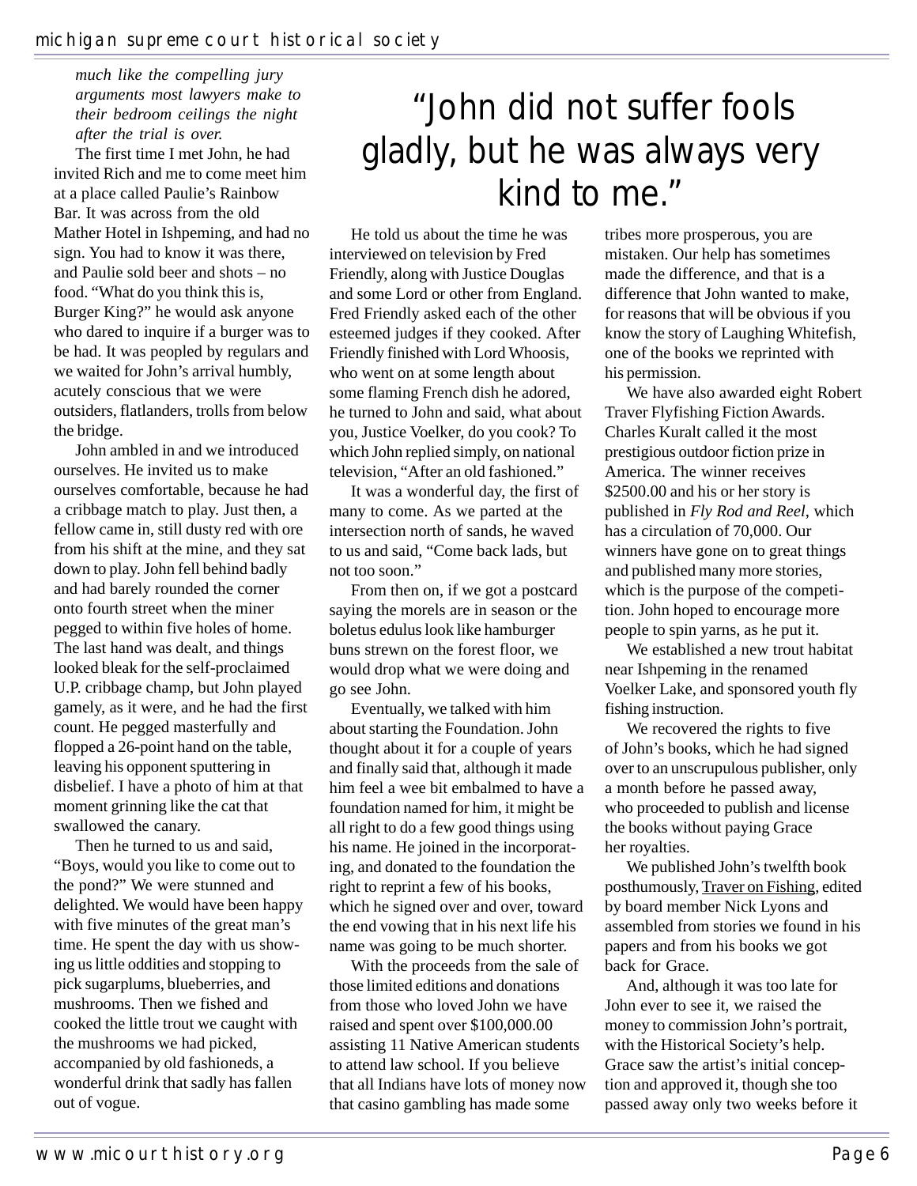*much like the compelling jury arguments most lawyers make to their bedroom ceilings the night after the trial is over.*

The first time I met John, he had invited Rich and me to come meet him at a place called Paulie's Rainbow Bar. It was across from the old Mather Hotel in Ishpeming, and had no sign. You had to know it was there, and Paulie sold beer and shots – no food. "What do you think this is, Burger King?" he would ask anyone who dared to inquire if a burger was to be had. It was peopled by regulars and we waited for John's arrival humbly, acutely conscious that we were outsiders, flatlanders, trolls from below the bridge.

John ambled in and we introduced ourselves. He invited us to make ourselves comfortable, because he had a cribbage match to play. Just then, a fellow came in, still dusty red with ore from his shift at the mine, and they sat down to play. John fell behind badly and had barely rounded the corner onto fourth street when the miner pegged to within five holes of home. The last hand was dealt, and things looked bleak for the self-proclaimed U.P. cribbage champ, but John played gamely, as it were, and he had the first count. He pegged masterfully and flopped a 26-point hand on the table, leaving his opponent sputtering in disbelief. I have a photo of him at that moment grinning like the cat that swallowed the canary.

Then he turned to us and said, "Boys, would you like to come out to the pond?" We were stunned and delighted. We would have been happy with five minutes of the great man's time. He spent the day with us showing us little oddities and stopping to pick sugarplums, blueberries, and mushrooms. Then we fished and cooked the little trout we caught with the mushrooms we had picked, accompanied by old fashioneds, a wonderful drink that sadly has fallen out of vogue.

## "John did not suffer fools gladly, but he was always very kind to me."

He told us about the time he was interviewed on television by Fred Friendly, along with Justice Douglas and some Lord or other from England. Fred Friendly asked each of the other esteemed judges if they cooked. After Friendly finished with Lord Whoosis, who went on at some length about some flaming French dish he adored, he turned to John and said, what about you, Justice Voelker, do you cook? To which John replied simply, on national television, "After an old fashioned."

It was a wonderful day, the first of many to come. As we parted at the intersection north of sands, he waved to us and said, "Come back lads, but not too soon."

From then on, if we got a postcard saying the morels are in season or the boletus edulus look like hamburger buns strewn on the forest floor, we would drop what we were doing and go see John.

Eventually, we talked with him about starting the Foundation. John thought about it for a couple of years and finally said that, although it made him feel a wee bit embalmed to have a foundation named for him, it might be all right to do a few good things using his name. He joined in the incorporating, and donated to the foundation the right to reprint a few of his books, which he signed over and over, toward the end vowing that in his next life his name was going to be much shorter.

With the proceeds from the sale of those limited editions and donations from those who loved John we have raised and spent over $100,000.00 assisting 11 Native American students to attend law school. If you believe that all Indians have lots of money now that casino gambling has made some tribes more prosperous, you are mistaken. Our help has sometimes made the difference, and that is a difference that John wanted to make, for reasons that will be obvious if you know the story of Laughing Whitefish, one of the books we reprinted with his permission.

We have also awarded eight Robert Traver Flyfishing Fiction Awards. Charles Kuralt called it the most prestigious outdoor fiction prize in America. The winner receives $2500.00 and his or her story is published in *Fly Rod and Reel*, which has a circulation of 70,000. Our winners have gone on to great things and published many more stories, which is the purpose of the competition. John hoped to encourage more people to spin yarns, as he put it.

We established a new trout habitat near Ishpeming in the renamed Voelker Lake, and sponsored youth fly fishing instruction.

We recovered the rights to five of John's books, which he had signed over to an unscrupulous publisher, only a month before he passed away, who proceeded to publish and license the books without paying Grace her royalties.

We published John's twelfth book posthumously, Traver on Fishing, edited by board member Nick Lyons and assembled from stories we found in his papers and from his books we got back for Grace.

And, although it was too late for John ever to see it, we raised the money to commission John's portrait, with the Historical Society's help. Grace saw the artist's initial conception and approved it, though she too passed away only two weeks before it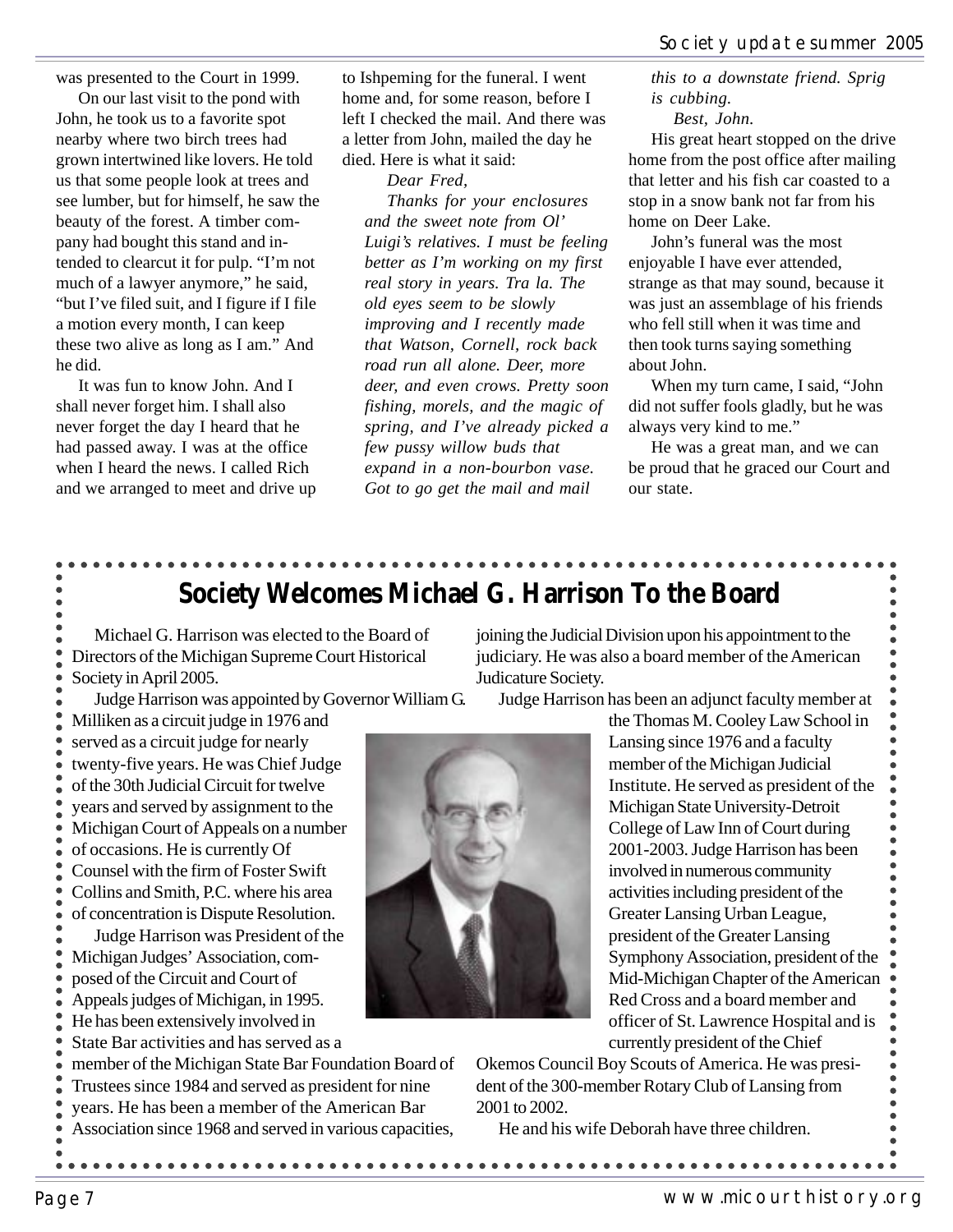was presented to the Court in 1999.

On our last visit to the pond with John, he took us to a favorite spot nearby where two birch trees had grown intertwined like lovers. He told us that some people look at trees and see lumber, but for himself, he saw the beauty of the forest. A timber company had bought this stand and intended to clearcut it for pulp. "I'm not much of a lawyer anymore," he said, "but I've filed suit, and I figure if I file a motion every month, I can keep these two alive as long as I am." And he did.

It was fun to know John. And I shall never forget him. I shall also never forget the day I heard that he had passed away. I was at the office when I heard the news. I called Rich and we arranged to meet and drive up to Ishpeming for the funeral. I went home and, for some reason, before I left I checked the mail. And there was a letter from John, mailed the day he died. Here is what it said:

*Dear Fred,*

*Thanks for your enclosures and the sweet note from Ol' Luigi's relatives. I must be feeling better as I'm working on my first real story in years. Tra la. The old eyes seem to be slowly improving and I recently made that Watson, Cornell, rock back road run all alone. Deer, more deer, and even crows. Pretty soon fishing, morels, and the magic of spring, and I've already picked a few pussy willow buds that expand in a non-bourbon vase. Got to go get the mail and mail this to a downstate friend. Sprig is cubbing.*

*Best, John.*

His great heart stopped on the drive home from the post office after mailing that letter and his fish car coasted to a stop in a snow bank not far from his home on Deer Lake.

John's funeral was the most enjoyable I have ever attended, strange as that may sound, because it was just an assemblage of his friends who fell still when it was time and then took turns saying something about John.

When my turn came, I said, "John did not suffer fools gladly, but he was always very kind to me."

He was a great man, and we can be proud that he graced our Court and our state.

## Society Welcomes Michael G. Harrison To the Board

Michael G. Harrison was elected to the Board of Directors of the Michigan Supreme Court Historical Society in April 2005.

Judge Harrison was appointed by Governor William G. Milliken as a circuit judge in 1976 and served as a circuit judge for nearly twenty-five years. He was Chief Judge of the 30th Judicial Circuit for twelve years and served by assignment to the Michigan Court of Appeals on a number of occasions. He is currently Of Counsel with the firm of Foster Swift Collins and Smith, P.C. where his area of concentration is Dispute Resolution.

Judge Harrison was President of the Michigan Judges' Association, composed of the Circuit and Court of Appeals judges of Michigan, in 1995. He has been extensively involved in State Bar activities and has served as a member of the Michigan State Bar Foundation Board of Trustees since 1984 and served as president for nine years. He has been a member of the American Bar Association since 1968 and served in various capacities, joining the Judicial Division upon his appointment to the judiciary. He was also a board member of the American Judicature Society.

Judge Harrison has been an adjunct faculty member at the Thomas M. Cooley Law School in Lansing since 1976 and a faculty member of the Michigan Judicial Institute. He served as president of the Michigan State University-Detroit College of Law Inn of Court during 2001-2003. Judge Harrison has been involved in numerous community activities including president of the Greater Lansing Urban League, president of the Greater Lansing Symphony Association, president of the Mid-Michigan Chapter of the American Red Cross and a board member and officer of St. Lawrence Hospital and is currently president of the Chief Okemos Council Boy Scouts of America. He was president of the 300-member Rotary Club of Lansing from 2001 to 2002.

He and his wife Deborah have three children.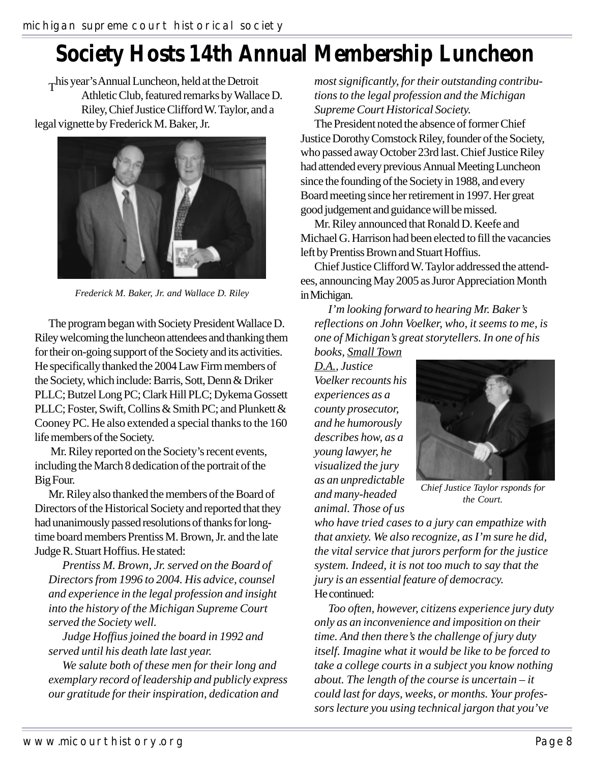# Society Hosts 14th Annual Membership Luncheon

This year's Annual Luncheon, held at the Detroit Athletic Club, featured remarks by Wallace D. Riley, Chief Justice Clifford W. Taylor, and a legal vignette by Frederick M. Baker, Jr.

*Frederick M. Baker, Jr. and Wallace D. Riley*

The program began with Society President Wallace D. Riley welcoming the luncheon attendees and thanking them for their on-going support of the Society and its activities. He specifically thanked the 2004 Law Firm members of the Society, which include: Barris, Sott, Denn & Driker PLLC; Butzel Long PC; Clark Hill PLC; Dykema Gossett PLLC; Foster, Swift, Collins & Smith PC; and Plunkett & Cooney PC. He also extended a special thanks to the 160 life members of the Society.

Mr. Riley reported on the Society's recent events, including the March 8 dedication of the portrait of the Big Four.

Mr. Riley also thanked the members of the Board of Directors of the Historical Society and reported that they had unanimously passed resolutions of thanks for long-time board members Prentiss M. Brown, Jr. and the late Judge R. Stuart Hoffius. He stated:

*Prentiss M. Brown, Jr. served on the Board of Directors from 1996 to 2004. His advice, counsel and experience in the legal profession and insight into the history of the Michigan Supreme Court served the Society well.*

*Judge Hoffius joined the board in 1992 and served until his death late last year.*

*We salute both of these men for their long and exemplary record of leadership and publicly express our gratitude for their inspiration, dedication and most significantly, for their outstanding contributions to the legal profession and the Michigan Supreme Court Historical Society.*

The President noted the absence of former Chief Justice Dorothy Comstock Riley, founder of the Society, who passed away October 23rd last. Chief Justice Riley had attended every previous Annual Meeting Luncheon since the founding of the Society in 1988, and every Board meeting since her retirement in 1997. Her great good judgement and guidance will be missed.

Mr. Riley announced that Ronald D. Keefe and Michael G. Harrison had been elected to fill the vacancies left by Prentiss Brown and Stuart Hoffius.

Chief Justice Clifford W. Taylor addressed the attendees, announcing May 2005 as Juror Appreciation Month in Michigan.

*I'm looking forward to hearing Mr. Baker's reflections on John Voelker, who, it seems to me, is one of Michigan's great storytellers. In one of his books, Small Town D.A., Justice Voelker recounts his experiences as a county prosecutor, and he humorously describes how, as a young lawyer, he visualized the jury as an unpredictable and many-headed animal. Those of us who have tried cases to a jury can empathize with that anxiety. We also recognize, as I'm sure he did, the vital service that jurors perform for the justice system. Indeed, it is not too much to say that the jury is an essential feature of democracy.*

*Chief Justice Taylor rsponds for the Court.*

He continued:

*Too often, however, citizens experience jury duty only as an inconvenience and imposition on their time. And then there's the challenge of jury duty itself. Imagine what it would be like to be forced to take a college courts in a subject you know nothing about. The length of the course is uncertain – it could last for days, weeks, or months. Your professors lecture you using technical jargon that you've*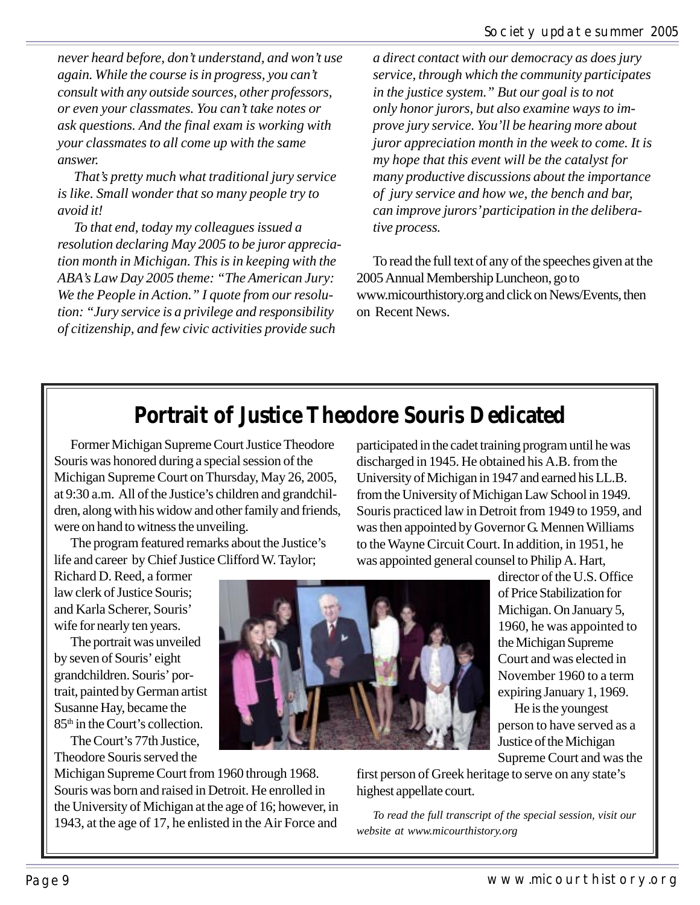*never heard before, don't understand, and won't use again. While the course is in progress, you can't consult with any outside sources, other professors, or even your classmates. You can't take notes or ask questions. And the final exam is working with your classmates to all come up with the same answer.*

*That's pretty much what traditional jury service is like. Small wonder that so many people try to avoid it!*

*To that end, today my colleagues issued a resolution declaring May 2005 to be juror appreciation month in Michigan. This is in keeping with the ABA's Law Day 2005 theme: "The American Jury: We the People in Action." I quote from our resolution: "Jury service is a privilege and responsibility of citizenship, and few civic activities provide such a direct contact with our democracy as does jury service, through which the community participates in the justice system." But our goal is to not only honor jurors, but also examine ways to improve jury service. You'll be hearing more about juror appreciation month in the week to come. It is my hope that this event will be the catalyst for many productive discussions about the importance of jury service and how we, the bench and bar, can improve jurors' participation in the deliberative process.*

To read the full text of any of the speeches given at the 2005 Annual Membership Luncheon, go to www.micourthistory.org and click on News/Events, then on Recent News.

## Portrait of Justice Theodore Souris Dedicated

Former Michigan Supreme Court Justice Theodore Souris was honored during a special session of the Michigan Supreme Court on Thursday, May 26, 2005, at 9:30 a.m. All of the Justice's children and grandchildren, along with his widow and other family and friends, were on hand to witness the unveiling.

The program featured remarks about the Justice's life and career by Chief Justice Clifford W. Taylor; Richard D. Reed, a former law clerk of Justice Souris; and Karla Scherer, Souris' wife for nearly ten years.

The portrait was unveiled by seven of Souris' eight grandchildren. Souris' portrait, painted by German artist Susanne Hay, became the 85th in the Court's collection.

The Court's 77th Justice, Theodore Souris served the Michigan Supreme Court from 1960 through 1968. Souris was born and raised in Detroit. He enrolled in the University of Michigan at the age of 16; however, in 1943, at the age of 17, he enlisted in the Air Force and participated in the cadet training program until he was discharged in 1945. He obtained his A.B. from the University of Michigan in 1947 and earned his LL.B. from the University of Michigan Law School in 1949. Souris practiced law in Detroit from 1949 to 1959, and was then appointed by Governor G. Mennen Williams to the Wayne Circuit Court. In addition, in 1951, he was appointed general counsel to Philip A. Hart, director of the U.S. Office of Price Stabilization for Michigan. On January 5, 1960, he was appointed to the Michigan Supreme Court and was elected in November 1960 to a term expiring January 1, 1969.

He is the youngest person to have served as a Justice of the Michigan Supreme Court and was the first person of Greek heritage to serve on any state's highest appellate court.

*To read the full transcript of the special session, visit our website at www.micourthistory.org*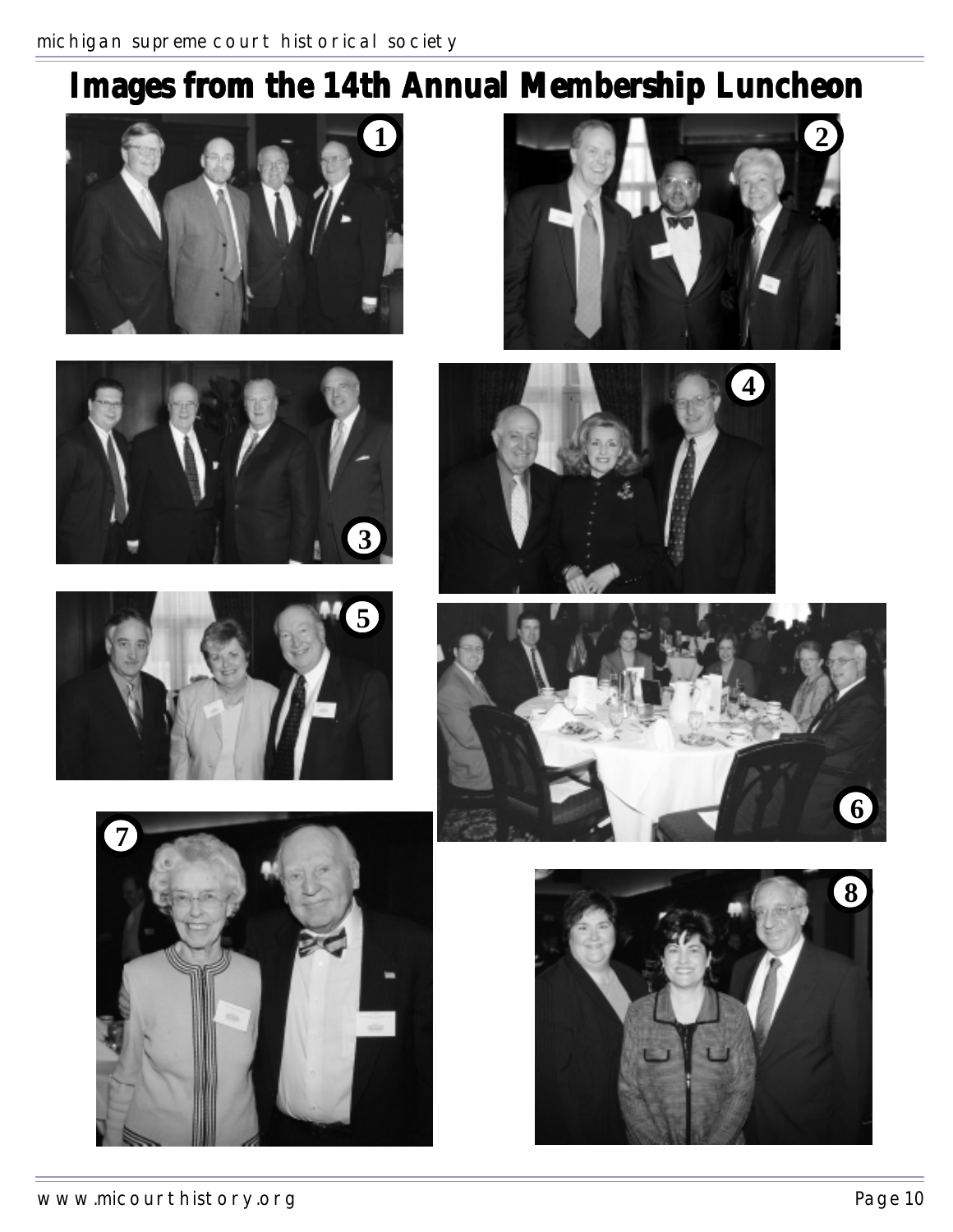# Images from the 14th Annual Membership Luncheon

1

2

3

4

5

6

7

8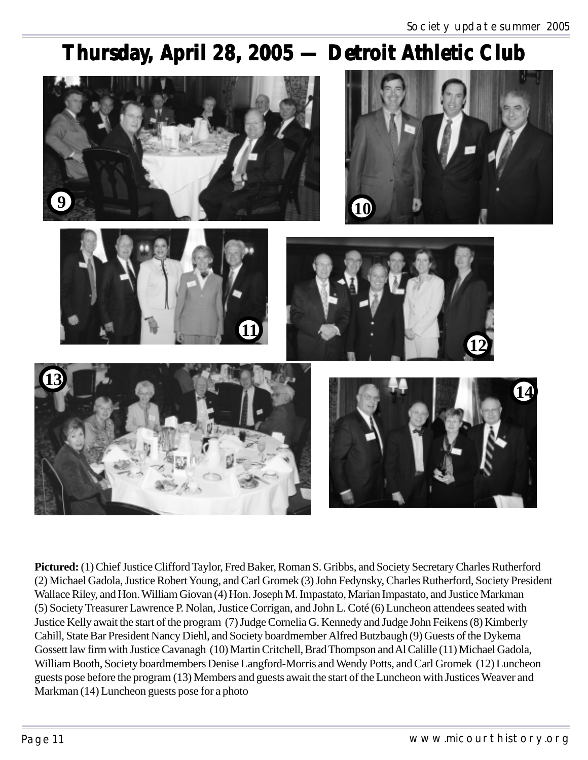# Thursday, April 28, 2005 — Detroit Athletic Club

**Pictured:** (1) Chief Justice Clifford Taylor, Fred Baker, Roman S. Gribbs, and Society Secretary Charles Rutherford (2) Michael Gadola, Justice Robert Young, and Carl Gromek (3) John Fedynsky, Charles Rutherford, Society President Wallace Riley, and Hon. William Giovan (4) Hon. Joseph M. Impastato, Marian Impastato, and Justice Markman (5) Society Treasurer Lawrence P. Nolan, Justice Corrigan, and John L. Coté (6) Luncheon attendees seated with Justice Kelly await the start of the program (7) Judge Cornelia G. Kennedy and Judge John Feikens (8) Kimberly Cahill, State Bar President Nancy Diehl, and Society boardmember Alfred Butzbaugh (9) Guests of the Dykema Gossett law firm with Justice Cavanagh (10) Martin Critchell, Brad Thompson and Al Calille (11) Michael Gadola, William Booth, Society boardmembers Denise Langford-Morris and Wendy Potts, and Carl Gromek (12) Luncheon guests pose before the program (13) Members and guests await the start of the Luncheon with Justices Weaver and Markman (14) Luncheon guests pose for a photo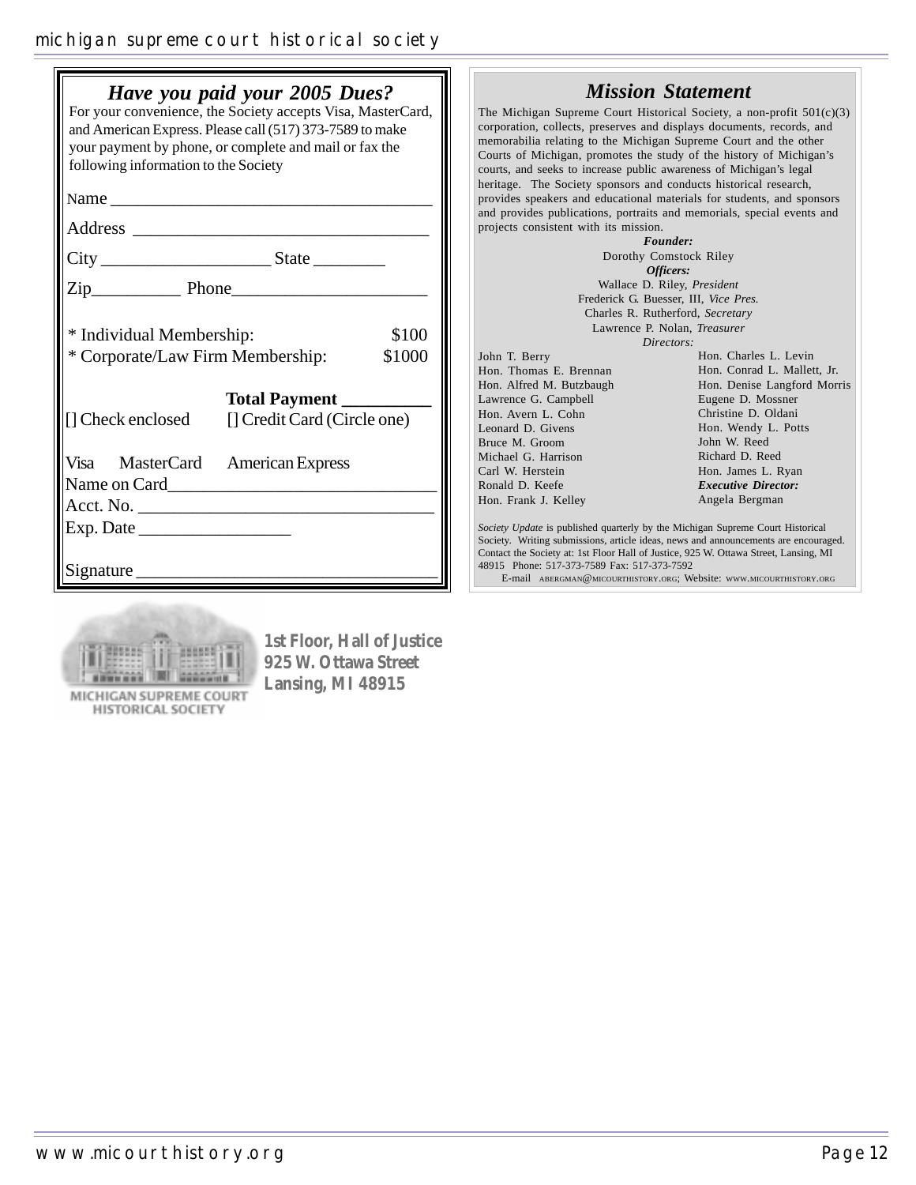## *Have you paid your 2005 Dues?*

For your convenience, the Society accepts Visa, MasterCard, and American Express. Please call (517) 373-7589 to make your payment by phone, or complete and mail or fax the following information to the Society

Name ___________________________________

Address _______________________________

City __________________ State ________

Zip__________ Phone_____________________

| | |
|---|---|
| * Individual Membership: | $100 |
| * Corporate/Law Firm Membership: | $1000 |

**Total Payment __________**

[] Check enclosed [] Credit Card (Circle one)

Visa MasterCard American Express

Name on Card____________________________

Acct. No. _______________________________

Exp. Date ________________

Signature _______________________________

## *Mission Statement*

The Michigan Supreme Court Historical Society, a non-profit 501(c)(3) corporation, collects, preserves and displays documents, records, and memorabilia relating to the Michigan Supreme Court and the other Courts of Michigan, promotes the study of the history of Michigan's courts, and seeks to increase public awareness of Michigan's legal heritage. The Society sponsors and conducts historical research, provides speakers and educational materials for students, and sponsors and provides publications, portraits and memorials, special events and projects consistent with its mission.

***Founder:***

Dorothy Comstock Riley

***Officers:***

Wallace D. Riley, *President*
Frederick G. Buesser, III, *Vice Pres.*
Charles R. Rutherford, *Secretary*
Lawrence P. Nolan, *Treasurer*

*Directors:*

John T. Berry
Hon. Thomas E. Brennan
Hon. Alfred M. Butzbaugh
Lawrence G. Campbell
Hon. Avern L. Cohn
Leonard D. Givens
Bruce M. Groom
Michael G. Harrison
Carl W. Herstein
Ronald D. Keefe
Hon. Frank J. Kelley
Hon. Charles L. Levin
Hon. Conrad L. Mallett, Jr.
Hon. Denise Langford Morris
Eugene D. Mossner
Christine D. Oldani
Hon. Wendy L. Potts
John W. Reed
Richard D. Reed
Hon. James L. Ryan

***Executive Director:***

Angela Bergman

*Society Update* is published quarterly by the Michigan Supreme Court Historical Society. Writing submissions, article ideas, news and announcements are encouraged. Contact the Society at: 1st Floor Hall of Justice, 925 W. Ottawa Street, Lansing, MI 48915 Phone: 517-373-7589 Fax: 517-373-7592
E-mail ABERGMAN@MICOURTHISTORY.ORG; Website: WWW.MICOURTHISTORY.ORG

MICHIGAN SUPREME COURT HISTORICAL SOCIETY

**1st Floor, Hall of Justice**
**925 W. Ottawa Street**
**Lansing, MI 48915**